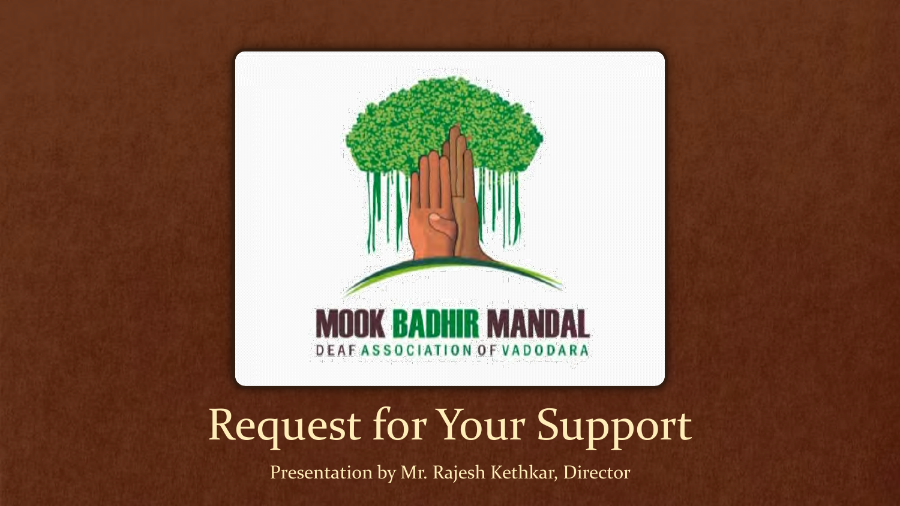MOOK BADHIR MANDAL

DEAF ASSOCIATION OF VADODARA

# Request for Your Support

Presentation by Mr. Rajesh Kethkar, Director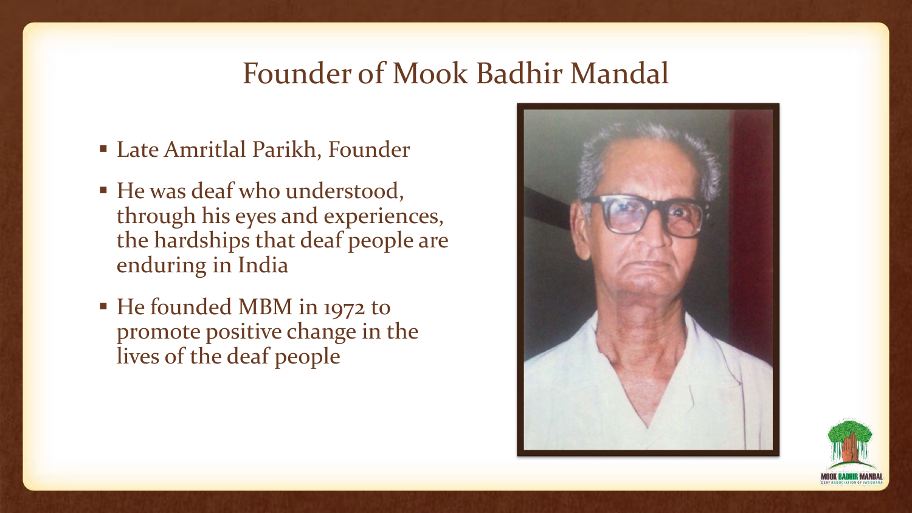# Founder of Mook Badhir Mandal

- Late Amritlal Parikh, Founder
- He was deaf who understood, through his eyes and experiences, the hardships that deaf people are enduring in India
- He founded MBM in 1972 to promote positive change in the lives of the deaf people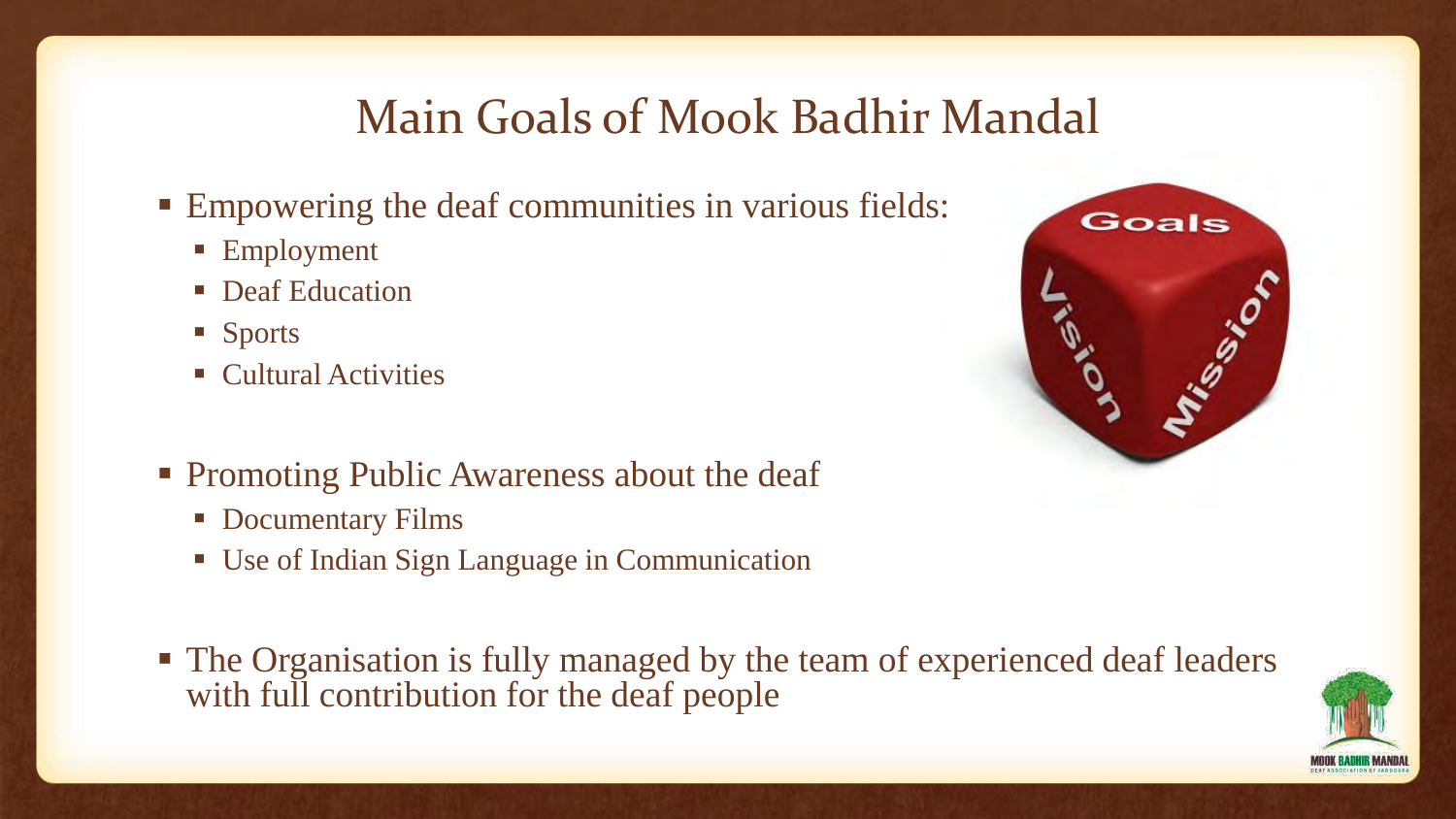# Main Goals of Mook Badhir Mandal

- Empowering the deaf communities in various fields:
  - Employment
  - Deaf Education
  - Sports
  - Cultural Activities

- Promoting Public Awareness about the deaf
  - Documentary Films
  - Use of Indian Sign Language in Communication

- The Organisation is fully managed by the team of experienced deaf leaders with full contribution for the deaf people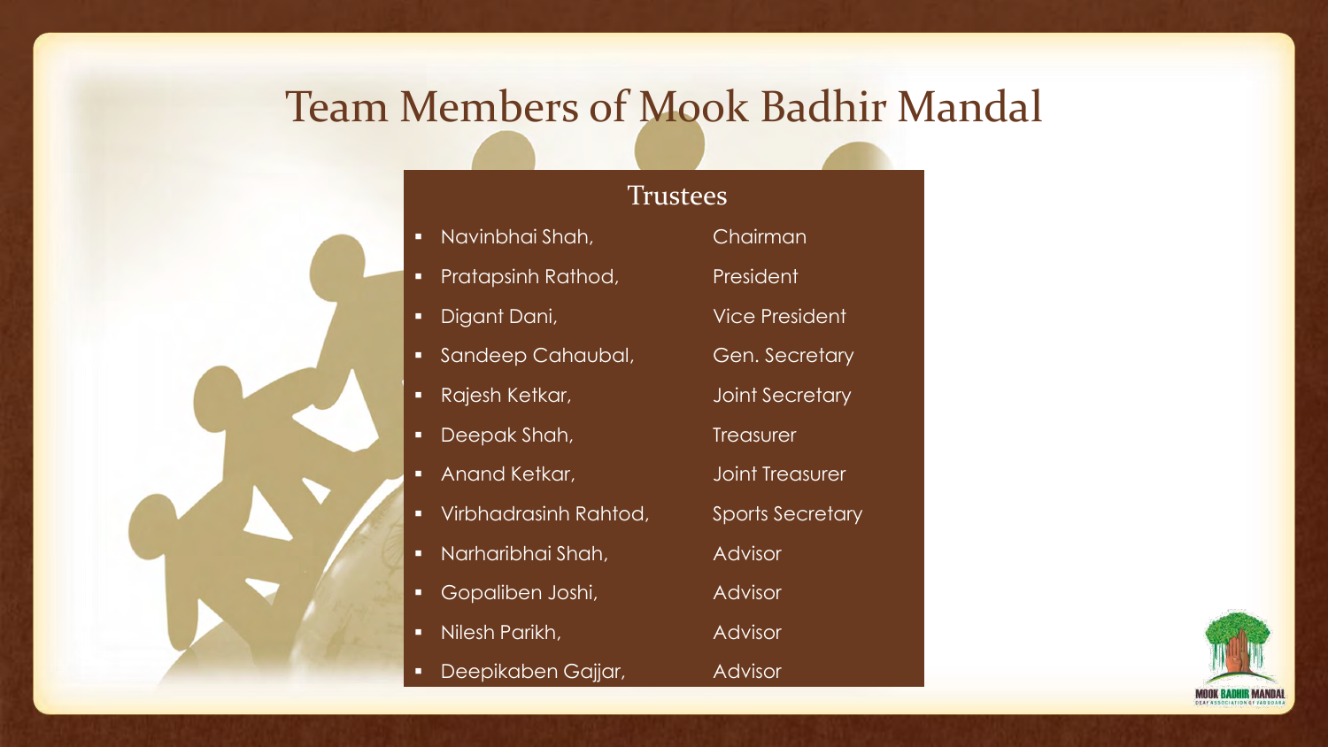# Team Members of Mook Badhir Mandal

## Trustees

- Navinbhai Shah, Chairman
- Pratapsinh Rathod, President
- Digant Dani, Vice President
- Sandeep Cahaubal, Gen. Secretary
- Rajesh Ketkar, Joint Secretary
- Deepak Shah, Treasurer
- Anand Ketkar, Joint Treasurer
- Virbhadrasinh Rahtod, Sports Secretary
- Narharibhai Shah, Advisor
- Gopaliben Joshi, Advisor
- Nilesh Parikh, Advisor
- Deepikaben Gajjar, Advisor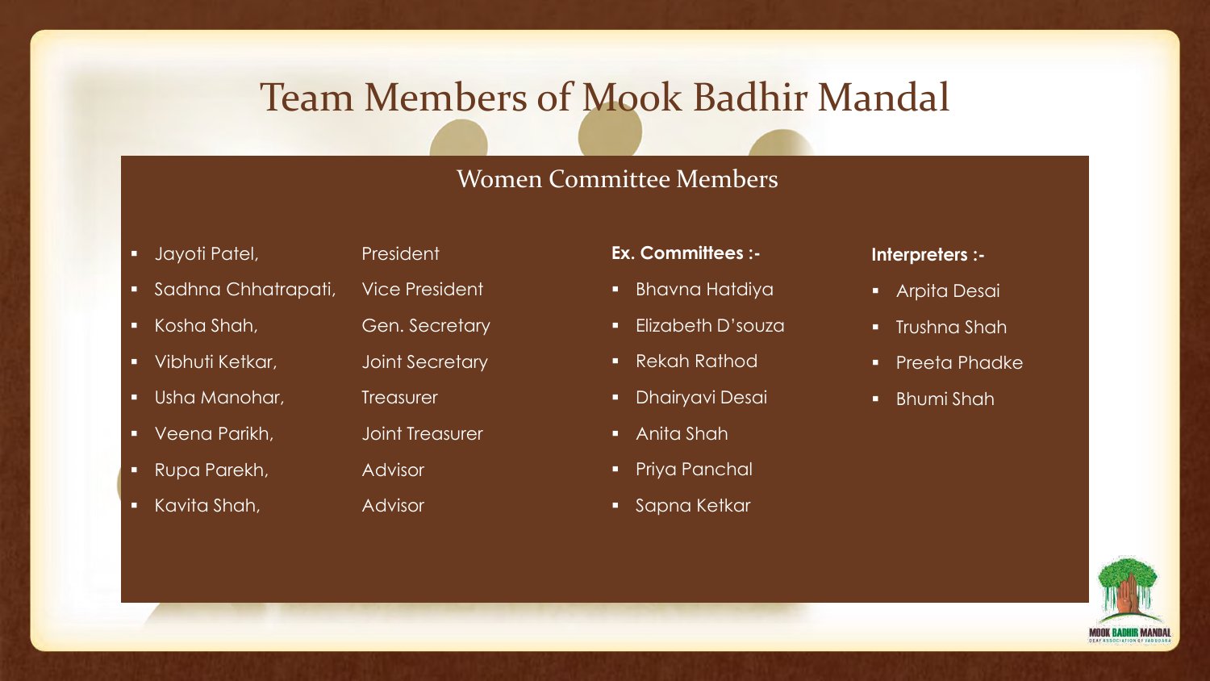# Team Members of Mook Badhir Mandal

## Women Committee Members

- Jayoti Patel, President
- Sadhna Chhatrapati, Vice President
- Kosha Shah, Gen. Secretary
- Vibhuti Ketkar, Joint Secretary
- Usha Manohar, Treasurer
- Veena Parikh, Joint Treasurer
- Rupa Parekh, Advisor
- Kavita Shah, Advisor

**Ex. Committees :-**

- Bhavna Hatdiya
- Elizabeth D'souza
- Rekah Rathod
- Dhairyavi Desai
- Anita Shah
- Priya Panchal
- Sapna Ketkar

**Interpreters :-**

- Arpita Desai
- Trushna Shah
- Preeta Phadke
- Bhumi Shah

MOOK BADHIR MANDAL
DEAF ASSOCIATION OF VADODARA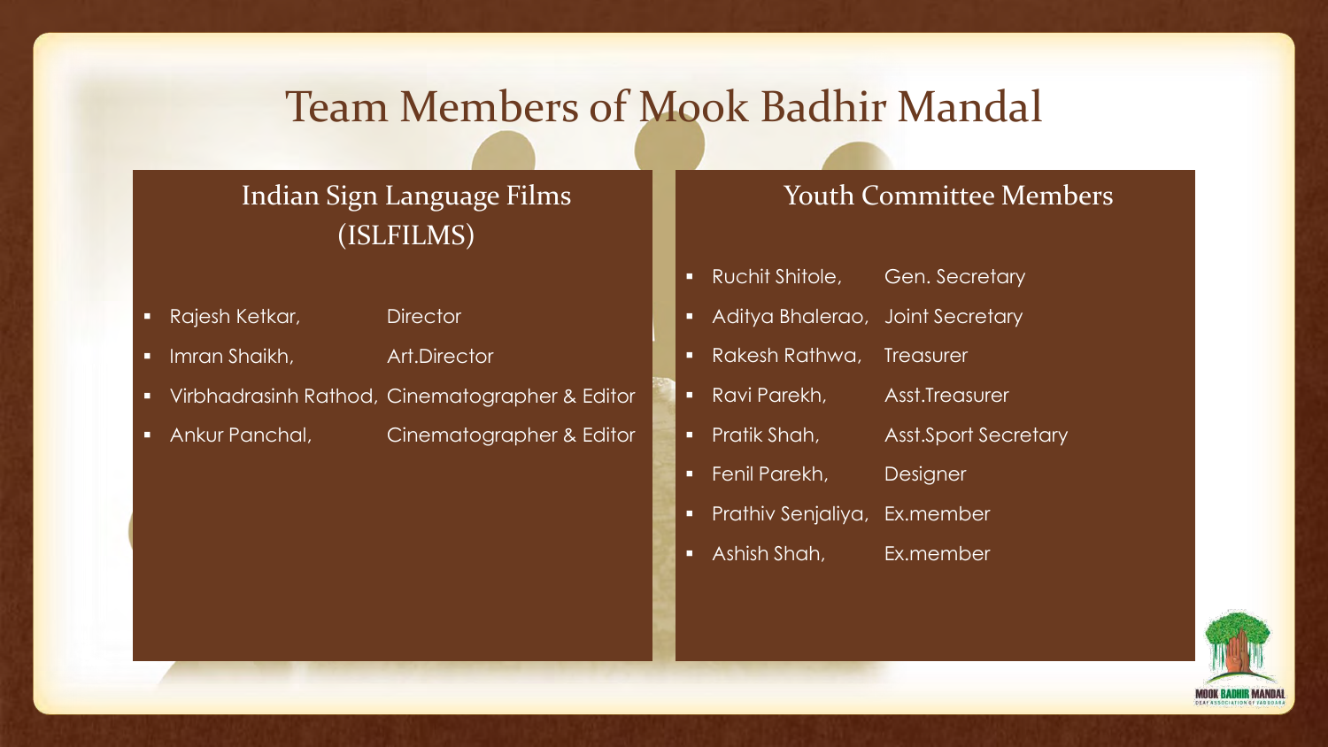# Team Members of Mook Badhir Mandal

## Indian Sign Language Films (ISLFILMS)

- Rajesh Ketkar, Director
- Imran Shaikh, Art.Director
- Virbhadrasinh Rathod, Cinematographer & Editor
- Ankur Panchal, Cinematographer & Editor

## Youth Committee Members

- Ruchit Shitole, Gen. Secretary
- Aditya Bhalerao, Joint Secretary
- Rakesh Rathwa, Treasurer
- Ravi Parekh, Asst.Treasurer
- Pratik Shah, Asst.Sport Secretary
- Fenil Parekh, Designer
- Prathiv Senjaliya, Ex.member
- Ashish Shah, Ex.member

MOOK BADHIR MANDAL
DEAF ASSOCIATION OF VADODARA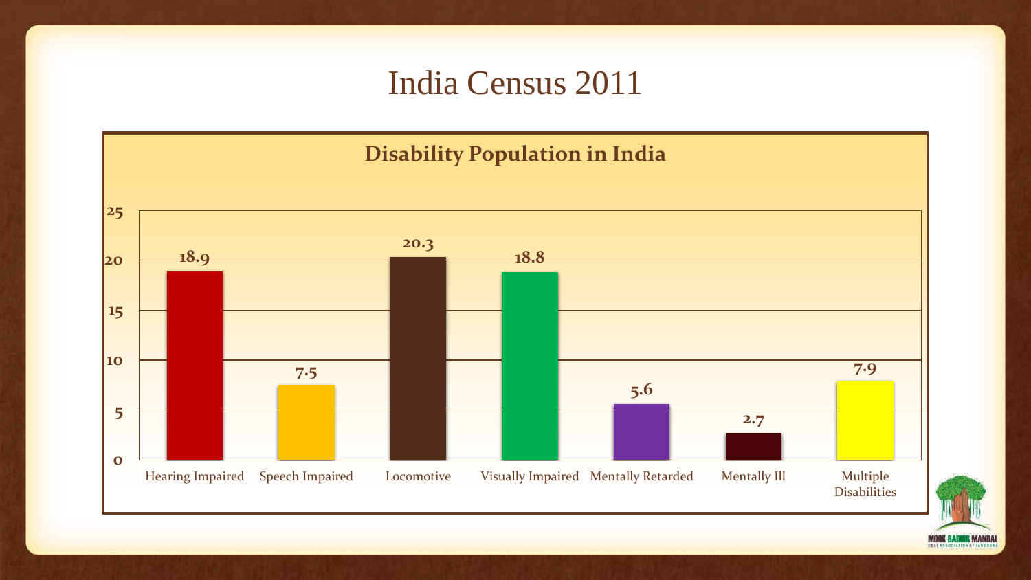# India Census 2011

**Disability Population in India**

25
20
15
10
5
0

18.9
7.5
20.3
18.8
5.6
2.7
7.9

Hearing Impaired
Speech Impaired
Locomotive
Visually Impaired
Mentally Retarded
Mentally Ill
Multiple Disabilities

MOOK BADHIR MANDAL
DEAF ASSOCIATION OF VADODARA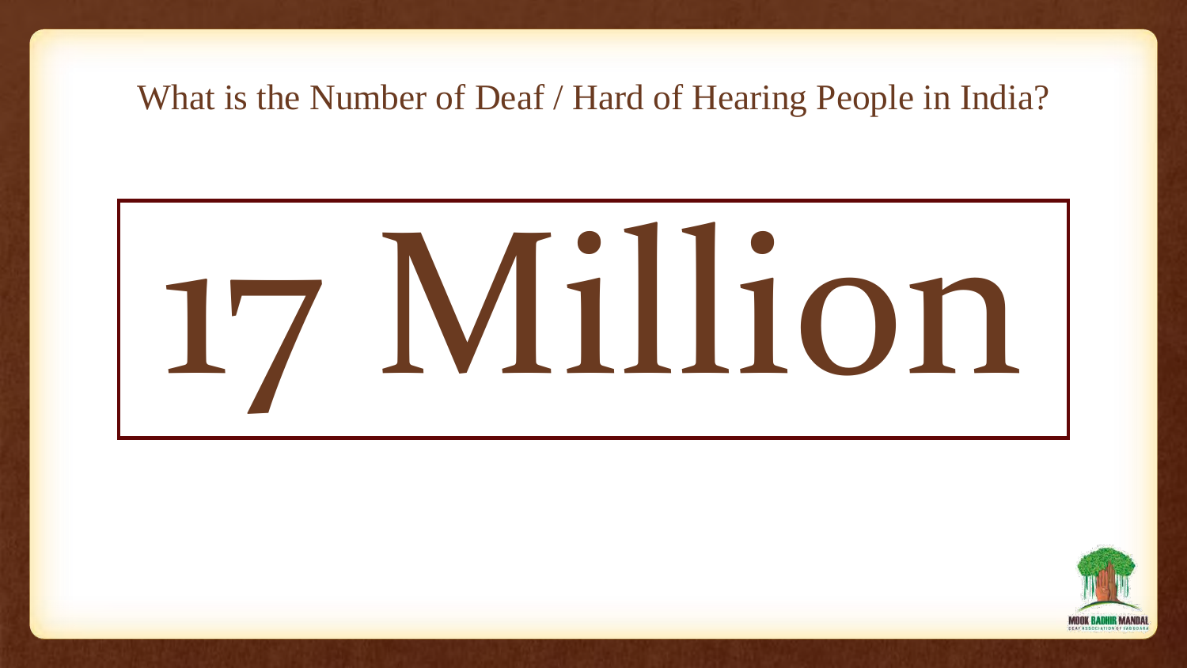What is the Number of Deaf / Hard of Hearing People in India?

# 17 Million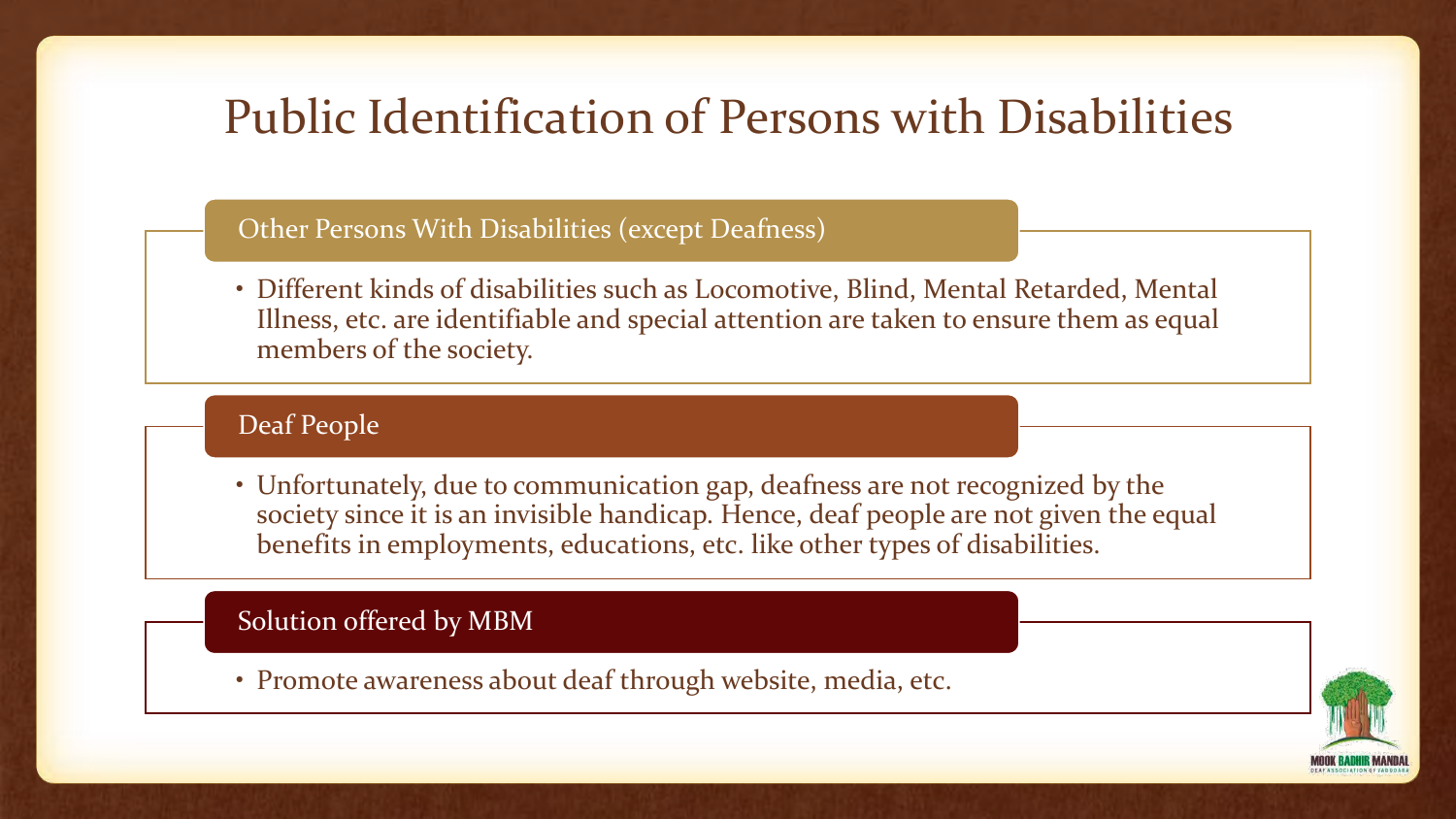# Public Identification of Persons with Disabilities

## Other Persons With Disabilities (except Deafness)

- Different kinds of disabilities such as Locomotive, Blind, Mental Retarded, Mental Illness, etc. are identifiable and special attention are taken to ensure them as equal members of the society.

## Deaf People

- Unfortunately, due to communication gap, deafness are not recognized by the society since it is an invisible handicap. Hence, deaf people are not given the equal benefits in employments, educations, etc. like other types of disabilities.

## Solution offered by MBM

- Promote awareness about deaf through website, media, etc.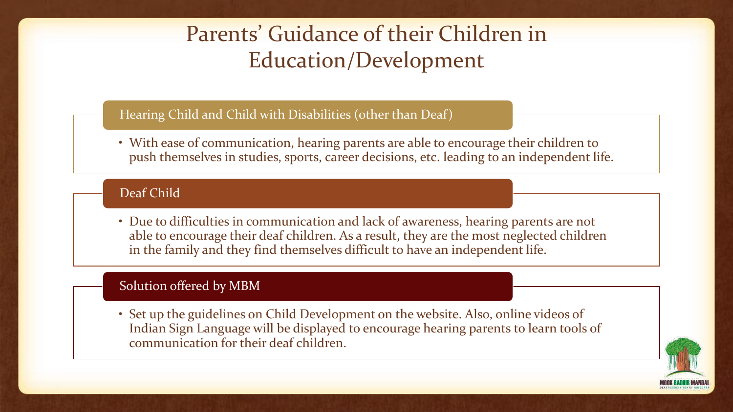# Parents' Guidance of their Children in Education/Development

## Hearing Child and Child with Disabilities (other than Deaf)

- With ease of communication, hearing parents are able to encourage their children to push themselves in studies, sports, career decisions, etc. leading to an independent life.

## Deaf Child

- Due to difficulties in communication and lack of awareness, hearing parents are not able to encourage their deaf children. As a result, they are the most neglected children in the family and they find themselves difficult to have an independent life.

## Solution offered by MBM

- Set up the guidelines on Child Development on the website. Also, online videos of Indian Sign Language will be displayed to encourage hearing parents to learn tools of communication for their deaf children.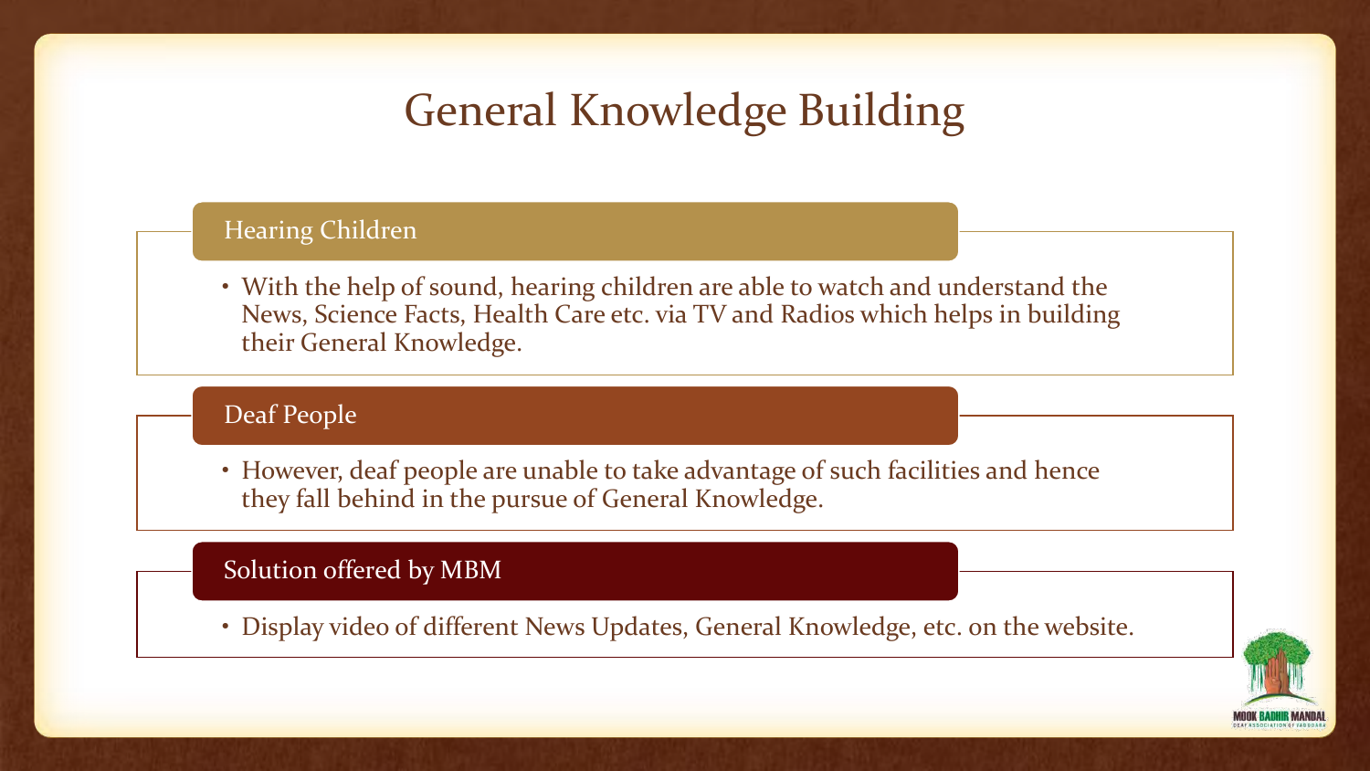# General Knowledge Building

## Hearing Children

- With the help of sound, hearing children are able to watch and understand the News, Science Facts, Health Care etc. via TV and Radios which helps in building their General Knowledge.

## Deaf People

- However, deaf people are unable to take advantage of such facilities and hence they fall behind in the pursue of General Knowledge.

## Solution offered by MBM

- Display video of different News Updates, General Knowledge, etc. on the website.

MOOK BADHIR MANDAL
DEAF ASSOCIATION OF VADODARA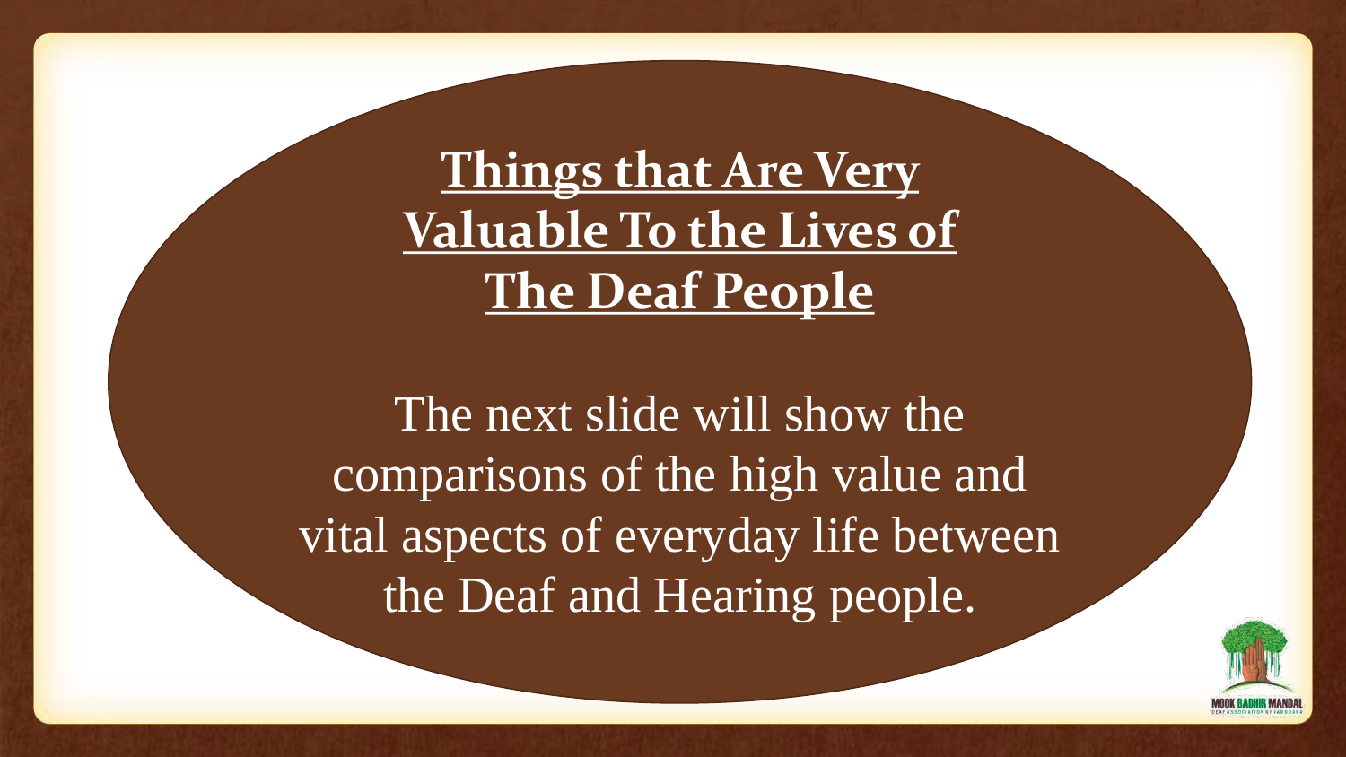# Things that Are Very Valuable To the Lives of The Deaf People

The next slide will show the comparisons of the high value and vital aspects of everyday life between the Deaf and Hearing people.

MOOK BADHIR MANDAL
DEAF ASSOCIATION OF VADODARA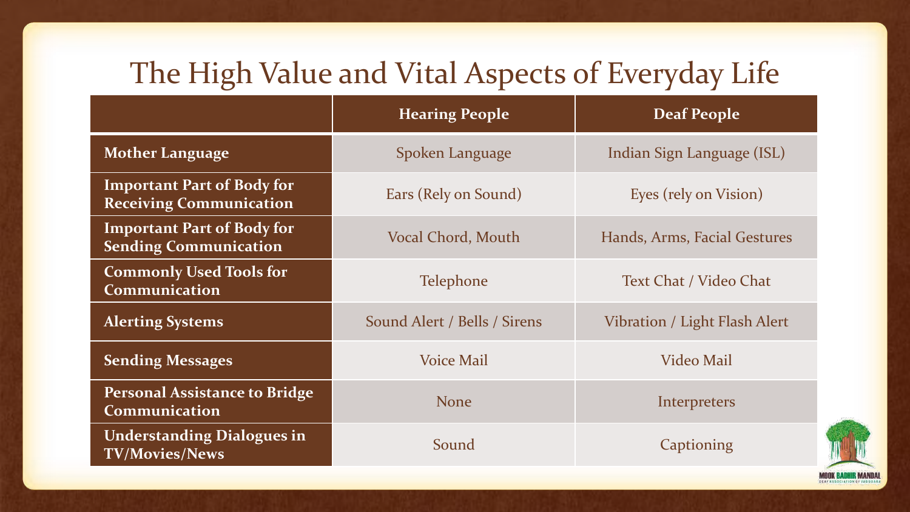# The High Value and Vital Aspects of Everyday Life

| | Hearing People | Deaf People |
| --- | --- | --- |
| **Mother Language** | Spoken Language | Indian Sign Language (ISL) |
| **Important Part of Body for Receiving Communication** | Ears (Rely on Sound) | Eyes (rely on Vision) |
| **Important Part of Body for Sending Communication** | Vocal Chord, Mouth | Hands, Arms, Facial Gestures |
| **Commonly Used Tools for Communication** | Telephone | Text Chat / Video Chat |
| **Alerting Systems** | Sound Alert / Bells / Sirens | Vibration / Light Flash Alert |
| **Sending Messages** | Voice Mail | Video Mail |
| **Personal Assistance to Bridge Communication** | None | Interpreters |
| **Understanding Dialogues in TV/Movies/News** | Sound | Captioning |

MOOK BADHIR MANDAL
DEAF ASSOCIATION OF VADODARA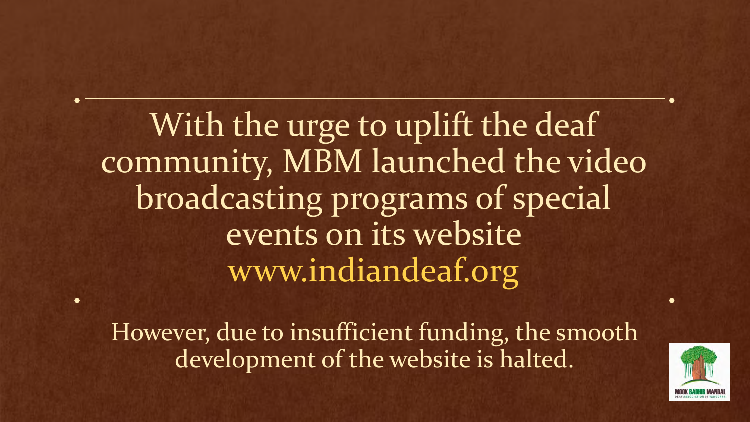With the urge to uplift the deaf community, MBM launched the video broadcasting programs of special events on its website www.indiandeaf.org

However, due to insufficient funding, the smooth development of the website is halted.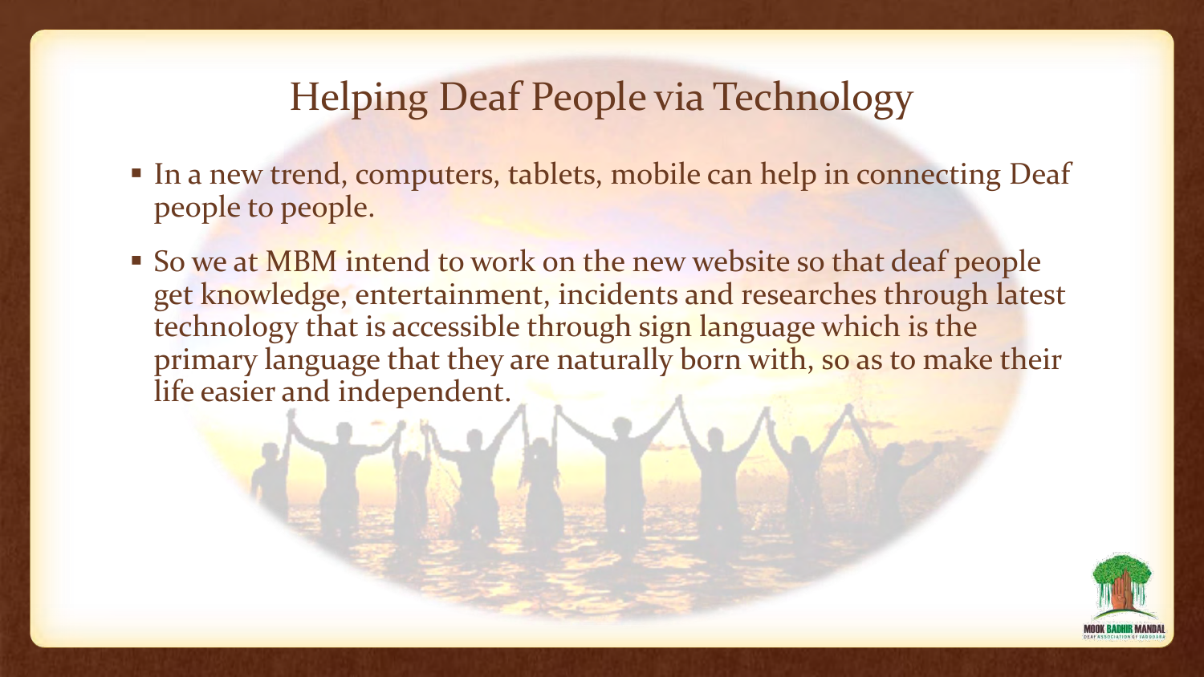# Helping Deaf People via Technology

- In a new trend, computers, tablets, mobile can help in connecting Deaf people to people.
- So we at MBM intend to work on the new website so that deaf people get knowledge, entertainment, incidents and researches through latest technology that is accessible through sign language which is the primary language that they are naturally born with, so as to make their life easier and independent.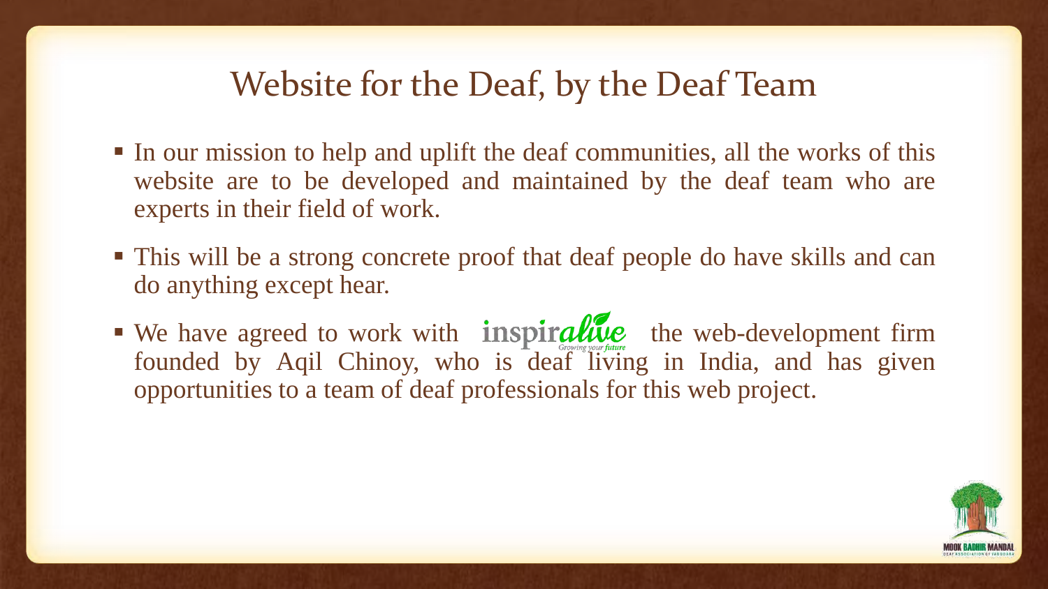# Website for the Deaf, by the Deaf Team

- In our mission to help and uplift the deaf communities, all the works of this website are to be developed and maintained by the deaf team who are experts in their field of work.
- This will be a strong concrete proof that deaf people do have skills and can do anything except hear.
- We have agreed to work with inspiralive the web-development firm founded by Aqil Chinoy, who is deaf living in India, and has given opportunities to a team of deaf professionals for this web project.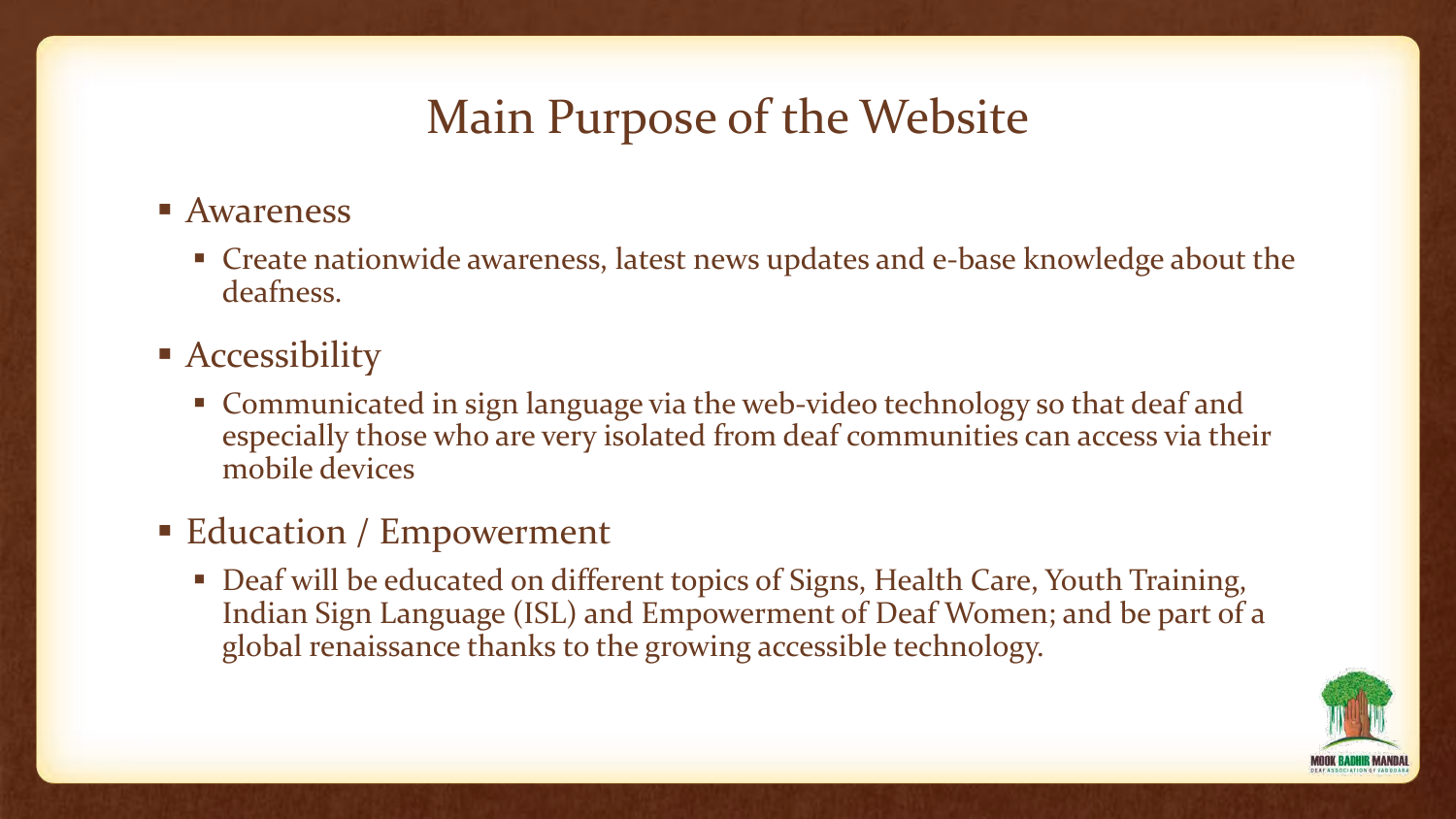# Main Purpose of the Website

- Awareness
  - Create nationwide awareness, latest news updates and e-base knowledge about the deafness.
- Accessibility
  - Communicated in sign language via the web-video technology so that deaf and especially those who are very isolated from deaf communities can access via their mobile devices
- Education / Empowerment
  - Deaf will be educated on different topics of Signs, Health Care, Youth Training, Indian Sign Language (ISL) and Empowerment of Deaf Women; and be part of a global renaissance thanks to the growing accessible technology.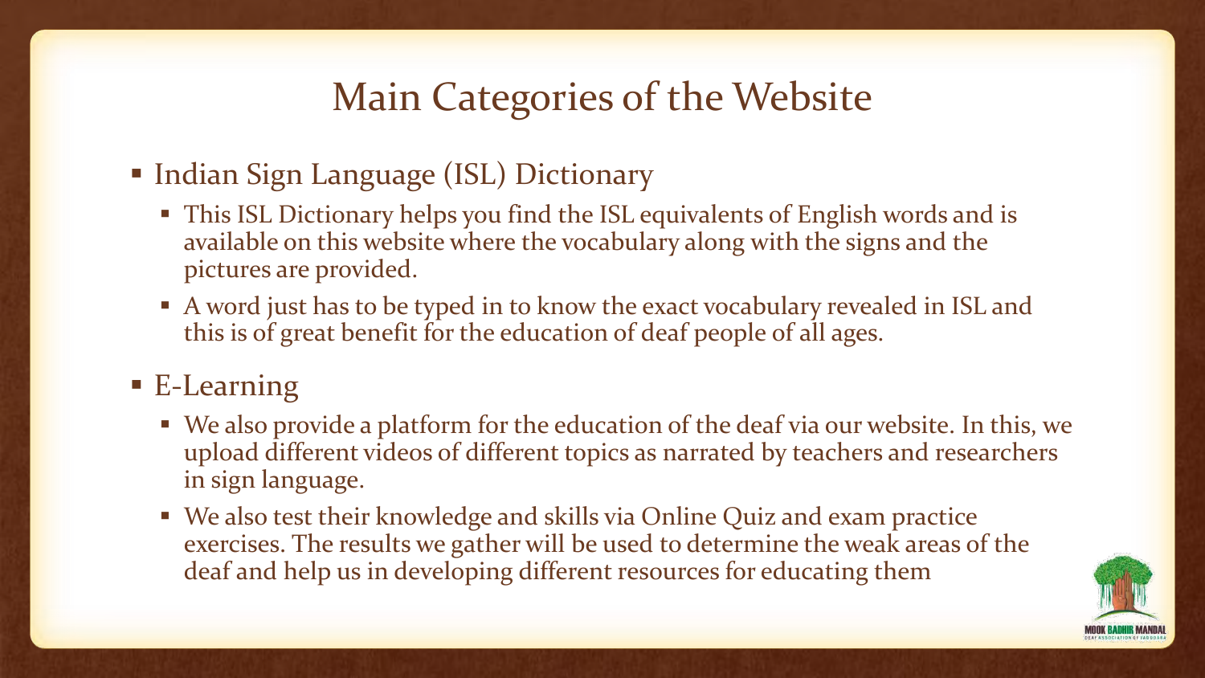# Main Categories of the Website

- Indian Sign Language (ISL) Dictionary
  - This ISL Dictionary helps you find the ISL equivalents of English words and is available on this website where the vocabulary along with the signs and the pictures are provided.
  - A word just has to be typed in to know the exact vocabulary revealed in ISL and this is of great benefit for the education of deaf people of all ages.
- E-Learning
  - We also provide a platform for the education of the deaf via our website. In this, we upload different videos of different topics as narrated by teachers and researchers in sign language.
  - We also test their knowledge and skills via Online Quiz and exam practice exercises. The results we gather will be used to determine the weak areas of the deaf and help us in developing different resources for educating them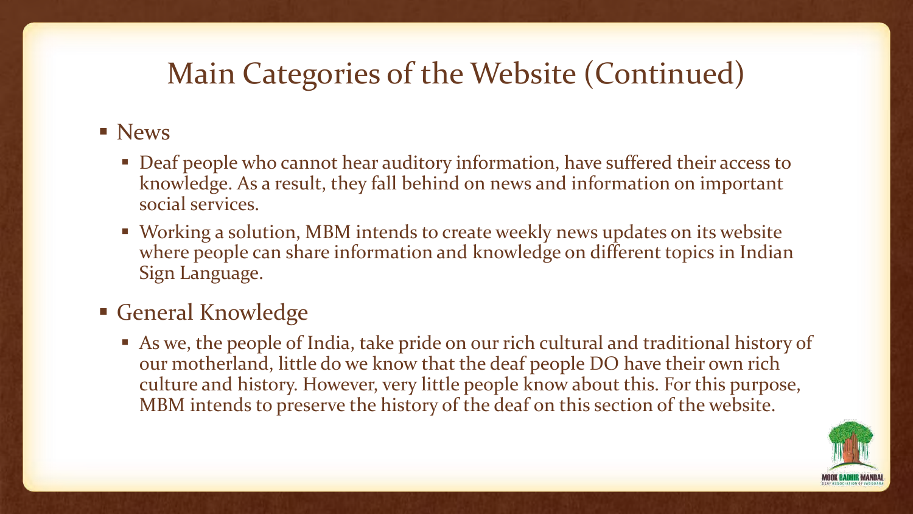# Main Categories of the Website (Continued)

- News
  - Deaf people who cannot hear auditory information, have suffered their access to knowledge. As a result, they fall behind on news and information on important social services.
  - Working a solution, MBM intends to create weekly news updates on its website where people can share information and knowledge on different topics in Indian Sign Language.
- General Knowledge
  - As we, the people of India, take pride on our rich cultural and traditional history of our motherland, little do we know that the deaf people DO have their own rich culture and history. However, very little people know about this. For this purpose, MBM intends to preserve the history of the deaf on this section of the website.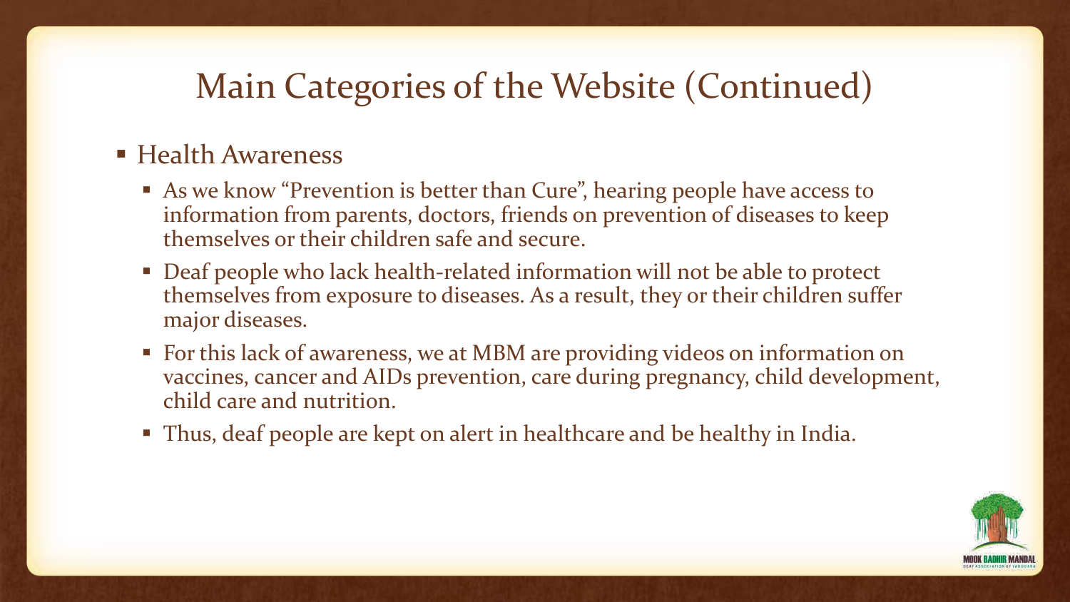# Main Categories of the Website (Continued)

- Health Awareness
  - As we know "Prevention is better than Cure", hearing people have access to information from parents, doctors, friends on prevention of diseases to keep themselves or their children safe and secure.
  - Deaf people who lack health-related information will not be able to protect themselves from exposure to diseases. As a result, they or their children suffer major diseases.
  - For this lack of awareness, we at MBM are providing videos on information on vaccines, cancer and AIDs prevention, care during pregnancy, child development, child care and nutrition.
  - Thus, deaf people are kept on alert in healthcare and be healthy in India.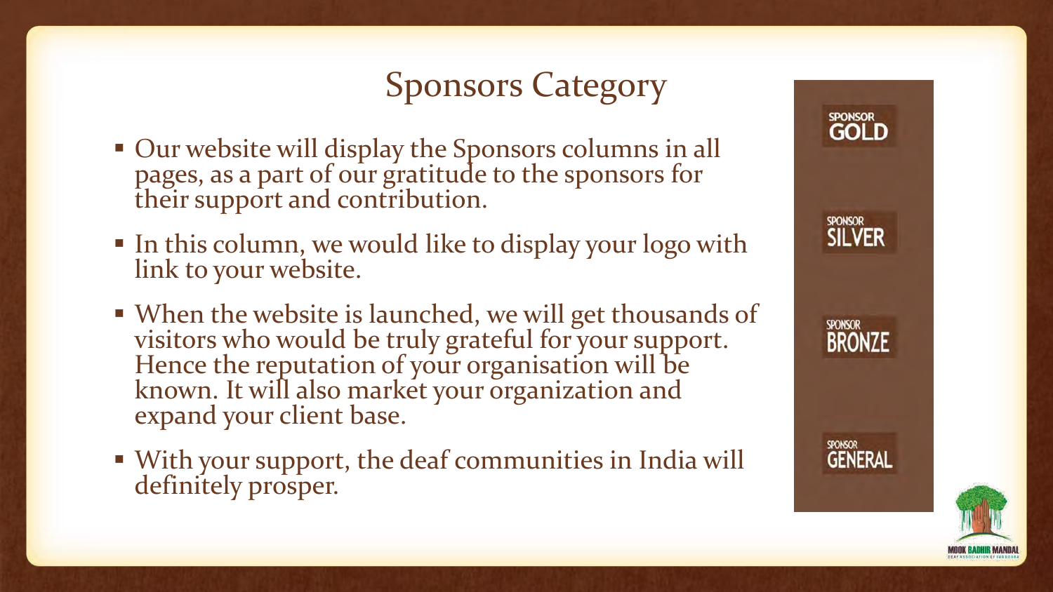# Sponsors Category

- Our website will display the Sponsors columns in all pages, as a part of our gratitude to the sponsors for their support and contribution.
- In this column, we would like to display your logo with link to your website.
- When the website is launched, we will get thousands of visitors who would be truly grateful for your support. Hence the reputation of your organisation will be known. It will also market your organization and expand your client base.
- With your support, the deaf communities in India will definitely prosper.

SPONSOR GOLD

SPONSOR SILVER

SPONSOR BRONZE

SPONSOR GENERAL

MOOK BADHIR MANDAL
DEAF ASSOCIATION OF VADODARA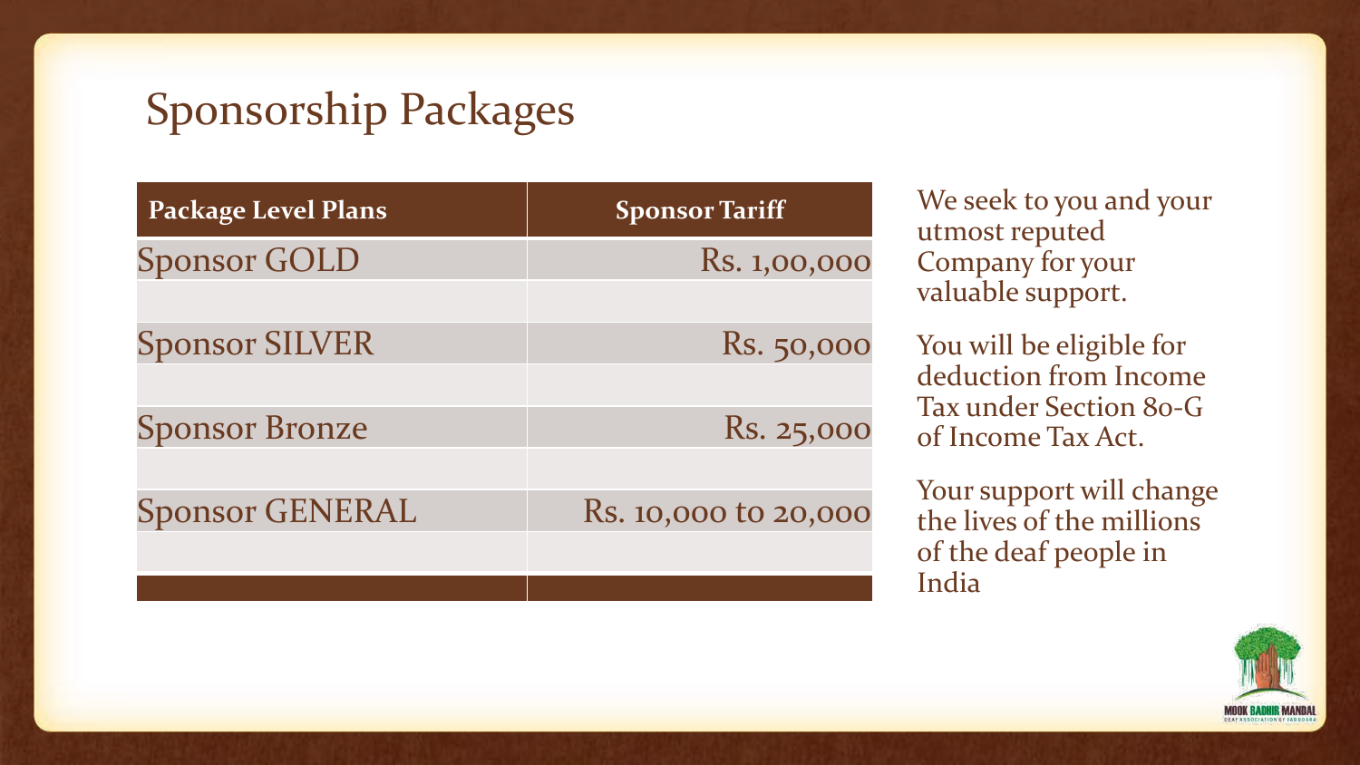# Sponsorship Packages

| Package Level Plans | Sponsor Tariff |
|---|---|
| Sponsor GOLD | Rs. 1,00,000 |
| Sponsor SILVER | Rs. 50,000 |
| Sponsor Bronze | Rs. 25,000 |
| Sponsor GENERAL | Rs. 10,000 to 20,000 |

We seek to you and your utmost reputed Company for your valuable support.

You will be eligible for deduction from Income Tax under Section 80-G of Income Tax Act.

Your support will change the lives of the millions of the deaf people in India

MOOK BADHIR MANDAL
DEAF ASSOCIATION OF VADODARA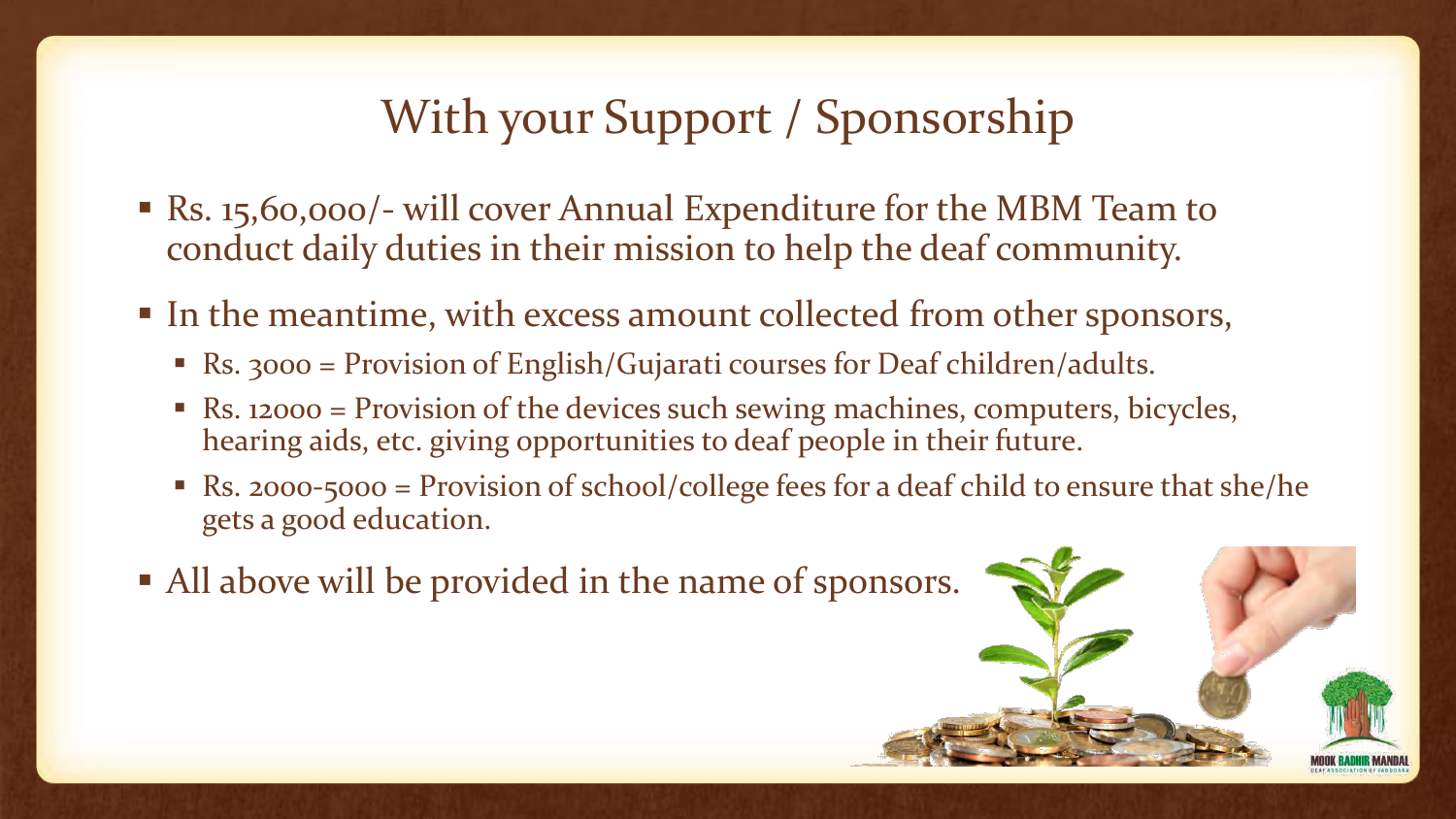# With your Support / Sponsorship

- Rs. 15,60,000/- will cover Annual Expenditure for the MBM Team to conduct daily duties in their mission to help the deaf community.
- In the meantime, with excess amount collected from other sponsors,
  - Rs. 3000 = Provision of English/Gujarati courses for Deaf children/adults.
  - Rs. 12000 = Provision of the devices such sewing machines, computers, bicycles, hearing aids, etc. giving opportunities to deaf people in their future.
  - Rs. 2000-5000 = Provision of school/college fees for a deaf child to ensure that she/he gets a good education.
- All above will be provided in the name of sponsors.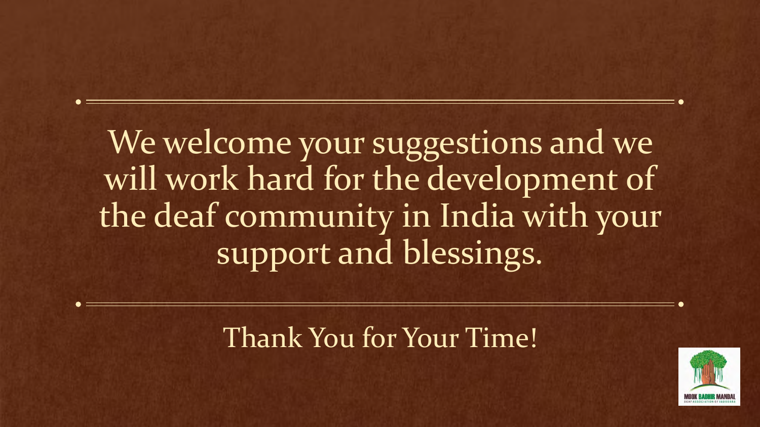We welcome your suggestions and we will work hard for the development of the deaf community in India with your support and blessings.

Thank You for Your Time!